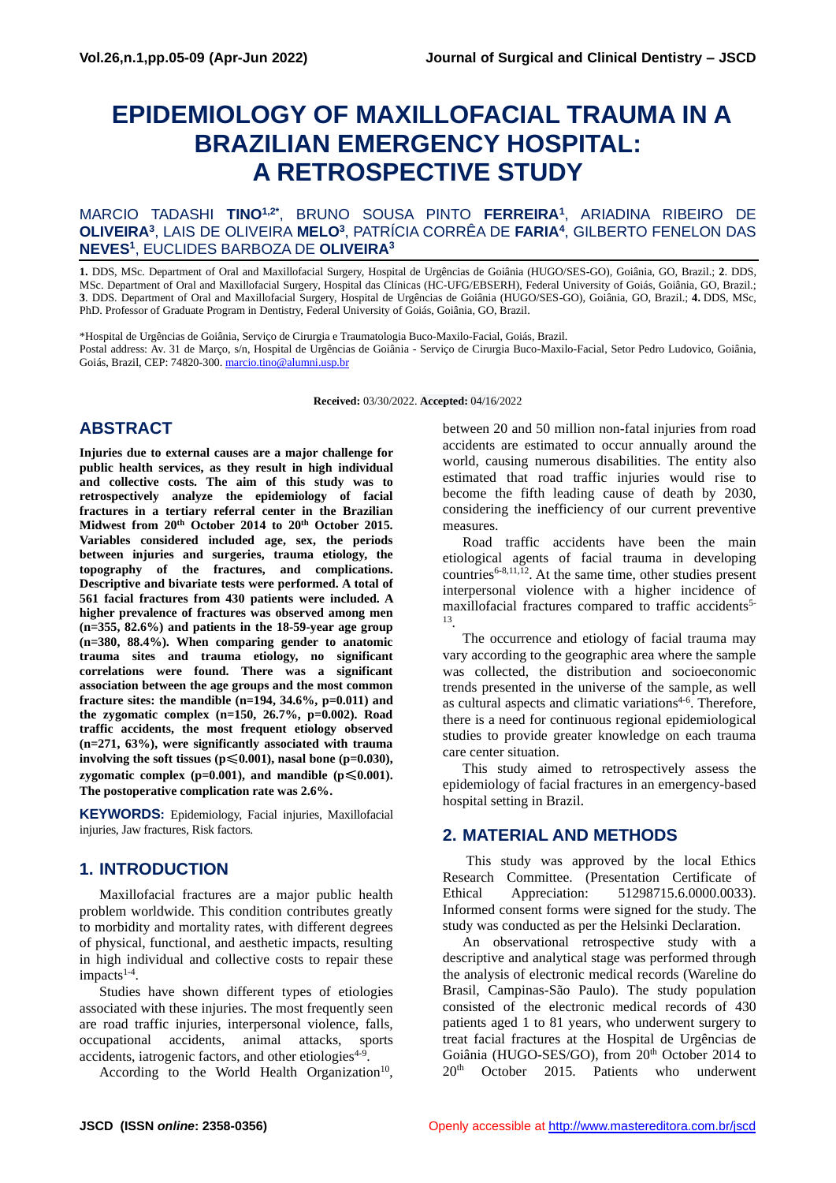# EPIDEMIOLOGY OF MAXILLOFACIAL TRAUMA IN A BRAZILIAN EMERGENCY HOSPITAL: A RETROSPECTIVE STUDY

MARCIO TADASHI **TINO**[1,2*], BRUNO SOUSA PINTO **FERREIRA**[1], ARIADINA RIBEIRO DE **OLIVEIRA**[3], LAIS DE OLIVEIRA **MELO**[3], PATRÍCIA CORRÊA DE **FARIA**[4], GILBERTO FENELON DAS **NEVES**[1], EUCLIDES BARBOZA DE **OLIVEIRA**[3]

**1.** DDS, MSc. Department of Oral and Maxillofacial Surgery, Hospital de Urgências de Goiânia (HUGO/SES-GO), Goiânia, GO, Brazil.; **2**. DDS, MSc. Department of Oral and Maxillofacial Surgery, Hospital das Clínicas (HC-UFG/EBSERH), Federal University of Goiás, Goiânia, GO, Brazil.; **3**. DDS. Department of Oral and Maxillofacial Surgery, Hospital de Urgências de Goiânia (HUGO/SES-GO), Goiânia, GO, Brazil.; **4.** DDS, MSc, PhD. Professor of Graduate Program in Dentistry, Federal University of Goiás, Goiânia, GO, Brazil.

*Hospital de Urgências de Goiânia, Serviço de Cirurgia e Traumatologia Buco-Maxilo-Facial, Goiás, Brazil.
Postal address: Av. 31 de Março, s/n, Hospital de Urgências de Goiânia - Serviço de Cirurgia Buco-Maxilo-Facial, Setor Pedro Ludovico, Goiânia, Goiás, Brazil, CEP: 74820-300. marcio.tino@alumni.usp.br

**Received:** 03/30/2022. **Accepted:** 04/16/2022

## ABSTRACT

**Injuries due to external causes are a major challenge for public health services, as they result in high individual and collective costs. The aim of this study was to retrospectively analyze the epidemiology of facial fractures in a tertiary referral center in the Brazilian Midwest from 20th October 2014 to 20th October 2015. Variables considered included age, sex, the periods between injuries and surgeries, trauma etiology, the topography of the fractures, and complications. Descriptive and bivariate tests were performed. A total of 561 facial fractures from 430 patients were included. A higher prevalence of fractures was observed among men (n=355, 82.6%) and patients in the 18-59-year age group (n=380, 88.4%). When comparing gender to anatomic trauma sites and trauma etiology, no significant correlations were found. There was a significant association between the age groups and the most common fracture sites: the mandible (n=194, 34.6%, p=0.011) and the zygomatic complex (n=150, 26.7%, p=0.002). Road traffic accidents, the most frequent etiology observed (n=271, 63%), were significantly associated with trauma involving the soft tissues (p⩽0.001), nasal bone (p=0.030), zygomatic complex (p=0.001), and mandible (p⩽0.001). The postoperative complication rate was 2.6%.**

**KEYWORDS:** Epidemiology, Facial injuries, Maxillofacial injuries, Jaw fractures, Risk factors.

## 1. INTRODUCTION

Maxillofacial fractures are a major public health problem worldwide. This condition contributes greatly to morbidity and mortality rates, with different degrees of physical, functional, and aesthetic impacts, resulting in high individual and collective costs to repair these impacts[1-4].

Studies have shown different types of etiologies associated with these injuries. The most frequently seen are road traffic injuries, interpersonal violence, falls, occupational accidents, animal attacks, sports accidents, iatrogenic factors, and other etiologies[4-9].

According to the World Health Organization[10], between 20 and 50 million non-fatal injuries from road accidents are estimated to occur annually around the world, causing numerous disabilities. The entity also estimated that road traffic injuries would rise to become the fifth leading cause of death by 2030, considering the inefficiency of our current preventive measures.

Road traffic accidents have been the main etiological agents of facial trauma in developing countries[6-8,11,12]. At the same time, other studies present interpersonal violence with a higher incidence of maxillofacial fractures compared to traffic accidents[5-13].

The occurrence and etiology of facial trauma may vary according to the geographic area where the sample was collected, the distribution and socioeconomic trends presented in the universe of the sample, as well as cultural aspects and climatic variations[4-6]. Therefore, there is a need for continuous regional epidemiological studies to provide greater knowledge on each trauma care center situation.

This study aimed to retrospectively assess the epidemiology of facial fractures in an emergency-based hospital setting in Brazil.

## 2. MATERIAL AND METHODS

This study was approved by the local Ethics Research Committee. (Presentation Certificate of Ethical Appreciation: 51298715.6.0000.0033). Informed consent forms were signed for the study. The study was conducted as per the Helsinki Declaration.

An observational retrospective study with a descriptive and analytical stage was performed through the analysis of electronic medical records (Wareline do Brasil, Campinas-São Paulo). The study population consisted of the electronic medical records of 430 patients aged 1 to 81 years, who underwent surgery to treat facial fractures at the Hospital de Urgências de Goiânia (HUGO-SES/GO), from 20th October 2014 to 20th October 2015. Patients who underwent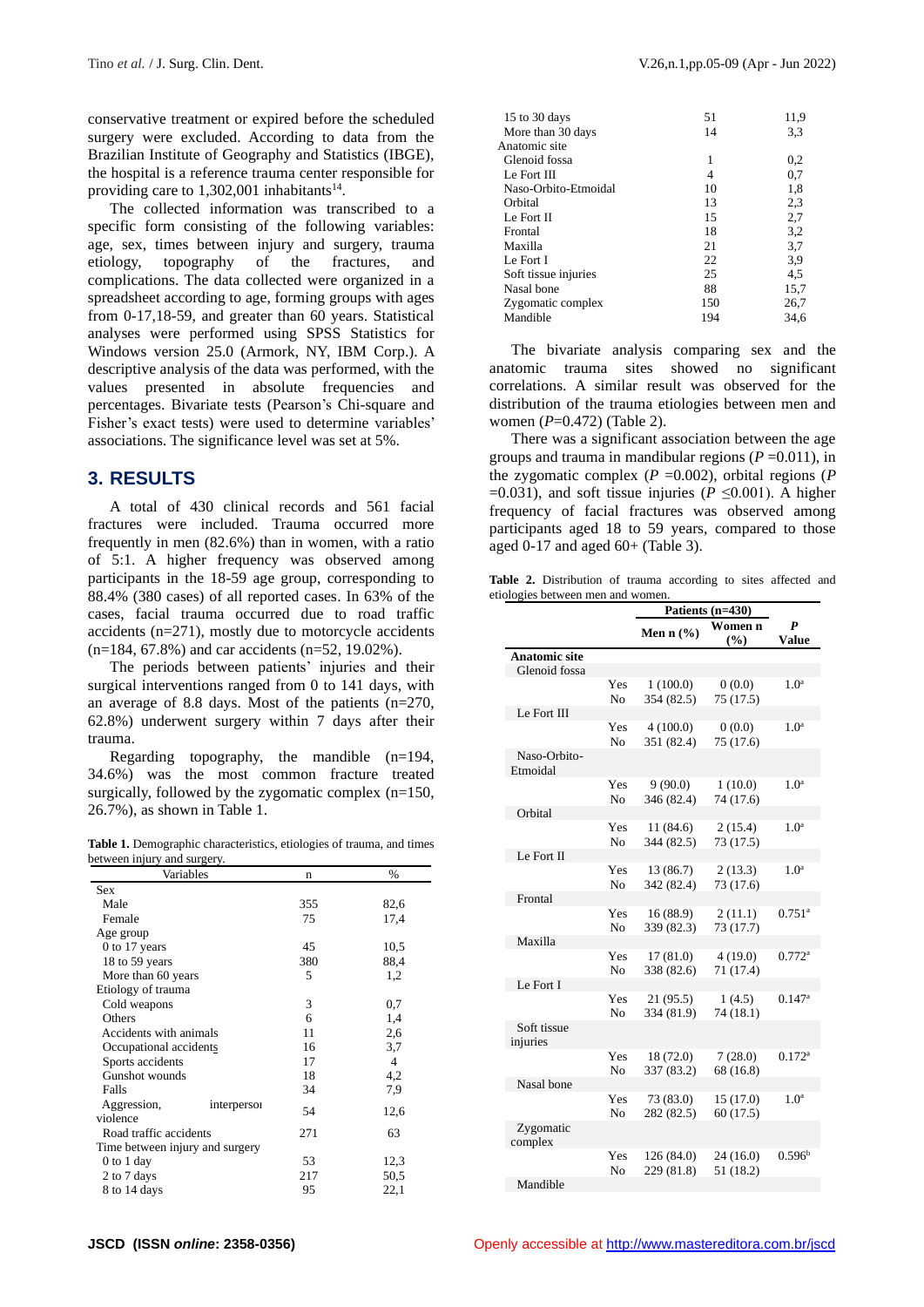conservative treatment or expired before the scheduled surgery were excluded. According to data from the Brazilian Institute of Geography and Statistics (IBGE), the hospital is a reference trauma center responsible for providing care to 1,302,001 inhabitants[14].

The collected information was transcribed to a specific form consisting of the following variables: age, sex, times between injury and surgery, trauma etiology, topography of the fractures, and complications. The data collected were organized in a spreadsheet according to age, forming groups with ages from 0-17,18-59, and greater than 60 years. Statistical analyses were performed using SPSS Statistics for Windows version 25.0 (Armork, NY, IBM Corp.). A descriptive analysis of the data was performed, with the values presented in absolute frequencies and percentages. Bivariate tests (Pearson's Chi-square and Fisher's exact tests) were used to determine variables' associations. The significance level was set at 5%.

## 3. RESULTS

A total of 430 clinical records and 561 facial fractures were included. Trauma occurred more frequently in men (82.6%) than in women, with a ratio of 5:1. A higher frequency was observed among participants in the 18-59 age group, corresponding to 88.4% (380 cases) of all reported cases. In 63% of the cases, facial trauma occurred due to road traffic accidents (n=271), mostly due to motorcycle accidents (n=184, 67.8%) and car accidents (n=52, 19.02%).

The periods between patients' injuries and their surgical interventions ranged from 0 to 141 days, with an average of 8.8 days. Most of the patients (n=270, 62.8%) underwent surgery within 7 days after their trauma.

Regarding topography, the mandible (n=194, 34.6%) was the most common fracture treated surgically, followed by the zygomatic complex (n=150, 26.7%), as shown in Table 1.

**Table 1.** Demographic characteristics, etiologies of trauma, and times between injury and surgery.

| Variables | n | % |
|---|---|---|
| Sex | | |
| Male | 355 | 82,6 |
| Female | 75 | 17,4 |
| Age group | | |
| 0 to 17 years | 45 | 10,5 |
| 18 to 59 years | 380 | 88,4 |
| More than 60 years | 5 | 1,2 |
| Etiology of trauma | | |
| Cold weapons | 3 | 0,7 |
| Others | 6 | 1,4 |
| Accidents with animals | 11 | 2,6 |
| Occupational accidents | 16 | 3,7 |
| Sports accidents | 17 | 4 |
| Gunshot wounds | 18 | 4,2 |
| Falls | 34 | 7,9 |
| Aggression, interpersonal violence | 54 | 12,6 |
| Road traffic accidents | 271 | 63 |
| Time between injury and surgery | | |
| 0 to 1 day | 53 | 12,3 |
| 2 to 7 days | 217 | 50,5 |
| 8 to 14 days | 95 | 22,1 |
| 15 to 30 days | 51 | 11,9 |
| More than 30 days | 14 | 3,3 |
| Anatomic site | | |
| Glenoid fossa | 1 | 0,2 |
| Le Fort III | 4 | 0,7 |
| Naso-Orbito-Etmoidal | 10 | 1,8 |
| Orbital | 13 | 2,3 |
| Le Fort II | 15 | 2,7 |
| Frontal | 18 | 3,2 |
| Maxilla | 21 | 3,7 |
| Le Fort I | 22 | 3,9 |
| Soft tissue injuries | 25 | 4,5 |
| Nasal bone | 88 | 15,7 |
| Zygomatic complex | 150 | 26,7 |
| Mandible | 194 | 34,6 |

The bivariate analysis comparing sex and the anatomic trauma sites showed no significant correlations. A similar result was observed for the distribution of the trauma etiologies between men and women ($P$=0.472) (Table 2).

There was a significant association between the age groups and trauma in mandibular regions ($P$ =0.011), in the zygomatic complex ($P$ =0.002), orbital regions ($P$ =0.031), and soft tissue injuries ($P \leq 0.001$). A higher frequency of facial fractures was observed among participants aged 18 to 59 years, compared to those aged 0-17 and aged 60+ (Table 3).

**Table 2.** Distribution of trauma according to sites affected and etiologies between men and women.

| | | Patients (n=430) | | |
|---|---|---|---|---|
| | | Men n (%) | Women n (%) | *P* Value |
| **Anatomic site** | | | | |
| Glenoid fossa | | | | |
| | Yes | 1 (100.0) | 0 (0.0) | 1.0[a] |
| | No | 354 (82.5) | 75 (17.5) | |
| Le Fort III | | | | |
| | Yes | 4 (100.0) | 0 (0.0) | 1.0[a] |
| | No | 351 (82.4) | 75 (17.6) | |
| Naso-Orbito-Etmoidal | | | | |
| | Yes | 9 (90.0) | 1 (10.0) | 1.0[a] |
| | No | 346 (82.4) | 74 (17.6) | |
| Orbital | | | | |
| | Yes | 11 (84.6) | 2 (15.4) | 1.0[a] |
| | No | 344 (82.5) | 73 (17.5) | |
| Le Fort II | | | | |
| | Yes | 13 (86.7) | 2 (13.3) | 1.0[a] |
| | No | 342 (82.4) | 73 (17.6) | |
| Frontal | | | | |
| | Yes | 16 (88.9) | 2 (11.1) | 0.751[a] |
| | No | 339 (82.3) | 73 (17.7) | |
| Maxilla | | | | |
| | Yes | 17 (81.0) | 4 (19.0) | 0.772[a] |
| | No | 338 (82.6) | 71 (17.4) | |
| Le Fort I | | | | |
| | Yes | 21 (95.5) | 1 (4.5) | 0.147[a] |
| | No | 334 (81.9) | 74 (18.1) | |
| Soft tissue injuries | | | | |
| | Yes | 18 (72.0) | 7 (28.0) | 0.172[a] |
| | No | 337 (83.2) | 68 (16.8) | |
| Nasal bone | | | | |
| | Yes | 73 (83.0) | 15 (17.0) | 1.0[a] |
| | No | 282 (82.5) | 60 (17.5) | |
| Zygomatic complex | | | | |
| | Yes | 126 (84.0) | 24 (16.0) | 0.596[b] |
| | No | 229 (81.8) | 51 (18.2) | |
| Mandible | | | | |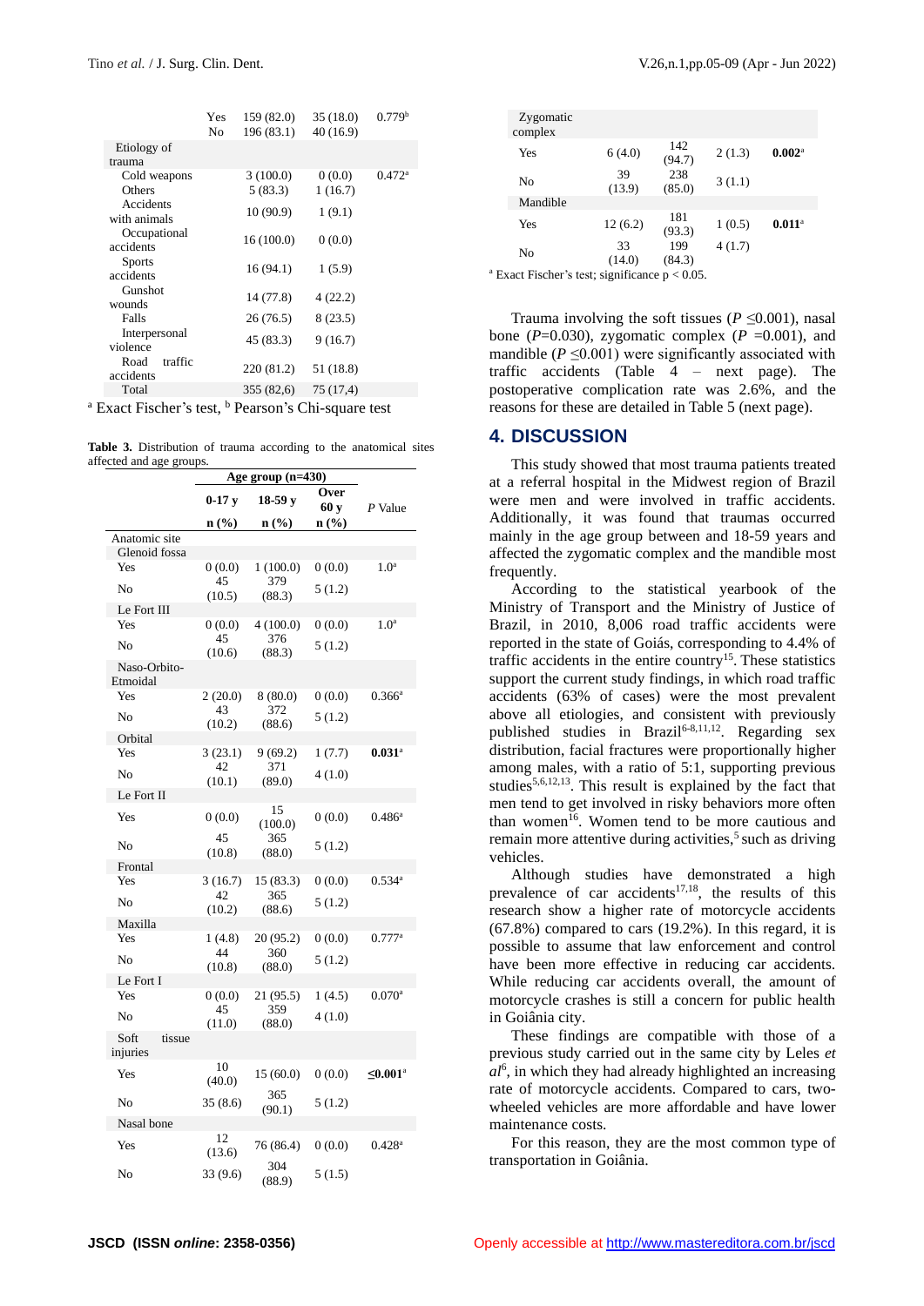| | | | | |
|---|---|---|---|---|
| | Yes | 159 (82.0) | 35 (18.0) | 0.779[b] |
| | No | 196 (83.1) | 40 (16.9) | |
| Etiology of trauma | | | | |
| Cold weapons | | 3 (100.0) | 0 (0.0) | 0.472[a] |
| Others | | 5 (83.3) | 1 (16.7) | |
| Accidents with animals | | 10 (90.9) | 1 (9.1) | |
| Occupational accidents | | 16 (100.0) | 0 (0.0) | |
| Sports accidents | | 16 (94.1) | 1 (5.9) | |
| Gunshot wounds | | 14 (77.8) | 4 (22.2) | |
| Falls | | 26 (76.5) | 8 (23.5) | |
| Interpersonal violence | | 45 (83.3) | 9 (16.7) | |
| Road traffic accidents | | 220 (81.2) | 51 (18.8) | |
| Total | | 355 (82,6) | 75 (17,4) | |

[a] Exact Fischer's test, [b] Pearson's Chi-square test

**Table 3.** Distribution of trauma according to the anatomical sites affected and age groups.

| | Age group (n=430) | | | |
|---|---|---|---|---|
| | 0-17 y | 18-59 y | Over 60 y | *P* Value |
| | n (%) | n (%) | n (%) | |
| Anatomic site | | | | |
| Glenoid fossa | | | | |
| Yes | 0 (0.0) | 1 (100.0) | 0 (0.0) | 1.0[a] |
| No | 45 (10.5) | 379 (88.3) | 5 (1.2) | |
| Le Fort III | | | | |
| Yes | 0 (0.0) | 4 (100.0) | 0 (0.0) | 1.0[a] |
| No | 45 (10.6) | 376 (88.3) | 5 (1.2) | |
| Naso-Orbito-Etmoidal | | | | |
| Yes | 2 (20.0) | 8 (80.0) | 0 (0.0) | 0.366[a] |
| No | 43 (10.2) | 372 (88.6) | 5 (1.2) | |
| Orbital | | | | |
| Yes | 3 (23.1) | 9 (69.2) | 1 (7.7) | **0.031**[a] |
| No | 42 (10.1) | 371 (89.0) | 4 (1.0) | |
| Le Fort II | | | | |
| Yes | 0 (0.0) | 15 (100.0) | 0 (0.0) | 0.486[a] |
| No | 45 (10.8) | 365 (88.0) | 5 (1.2) | |
| Frontal | | | | |
| Yes | 3 (16.7) | 15 (83.3) | 0 (0.0) | 0.534[a] |
| No | 42 (10.2) | 365 (88.6) | 5 (1.2) | |
| Maxilla | | | | |
| Yes | 1 (4.8) | 20 (95.2) | 0 (0.0) | 0.777[a] |
| No | 44 (10.8) | 360 (88.0) | 5 (1.2) | |
| Le Fort I | | | | |
| Yes | 0 (0.0) | 21 (95.5) | 1 (4.5) | 0.070[a] |
| No | 45 (11.0) | 359 (88.0) | 4 (1.0) | |
| Soft tissue injuries | | | | |
| Yes | 10 (40.0) | 15 (60.0) | 0 (0.0) | **≤0.001**[a] |
| No | 35 (8.6) | 365 (90.1) | 5 (1.2) | |
| Nasal bone | | | | |
| Yes | 12 (13.6) | 76 (86.4) | 0 (0.0) | 0.428[a] |
| No | 33 (9.6) | 304 (88.9) | 5 (1.5) | |
| Zygomatic complex | | | | |
| Yes | 6 (4.0) | 142 (94.7) | 2 (1.3) | **0.002**[a] |
| No | 39 (13.9) | 238 (85.0) | 3 (1.1) | |
| Mandible | | | | |
| Yes | 12 (6.2) | 181 (93.3) | 1 (0.5) | **0.011**[a] |
| No | 33 (14.0) | 199 (84.3) | 4 (1.7) | |

[a] Exact Fischer's test; significance $p < 0.05$.

Trauma involving the soft tissues ($P \leq 0.001$), nasal bone ($P$=0.030), zygomatic complex ($P$ =0.001), and mandible ($P \leq 0.001$) were significantly associated with traffic accidents (Table 4 – next page). The postoperative complication rate was 2.6%, and the reasons for these are detailed in Table 5 (next page).

## 4. DISCUSSION

This study showed that most trauma patients treated at a referral hospital in the Midwest region of Brazil were men and were involved in traffic accidents. Additionally, it was found that traumas occurred mainly in the age group between and 18-59 years and affected the zygomatic complex and the mandible most frequently.

According to the statistical yearbook of the Ministry of Transport and the Ministry of Justice of Brazil, in 2010, 8,006 road traffic accidents were reported in the state of Goiás, corresponding to 4.4% of traffic accidents in the entire country[15]. These statistics support the current study findings, in which road traffic accidents (63% of cases) were the most prevalent above all etiologies, and consistent with previously published studies in Brazil[6-8,11,12]. Regarding sex distribution, facial fractures were proportionally higher among males, with a ratio of 5:1, supporting previous studies[5,6,12,13]. This result is explained by the fact that men tend to get involved in risky behaviors more often than women[16]. Women tend to be more cautious and remain more attentive during activities,[5] such as driving vehicles.

Although studies have demonstrated a high prevalence of car accidents[17,18], the results of this research show a higher rate of motorcycle accidents (67.8%) compared to cars (19.2%). In this regard, it is possible to assume that law enforcement and control have been more effective in reducing car accidents. While reducing car accidents overall, the amount of motorcycle crashes is still a concern for public health in Goiânia city.

These findings are compatible with those of a previous study carried out in the same city by Leles *et al*[6], in which they had already highlighted an increasing rate of motorcycle accidents. Compared to cars, two-wheeled vehicles are more affordable and have lower maintenance costs.

For this reason, they are the most common type of transportation in Goiânia.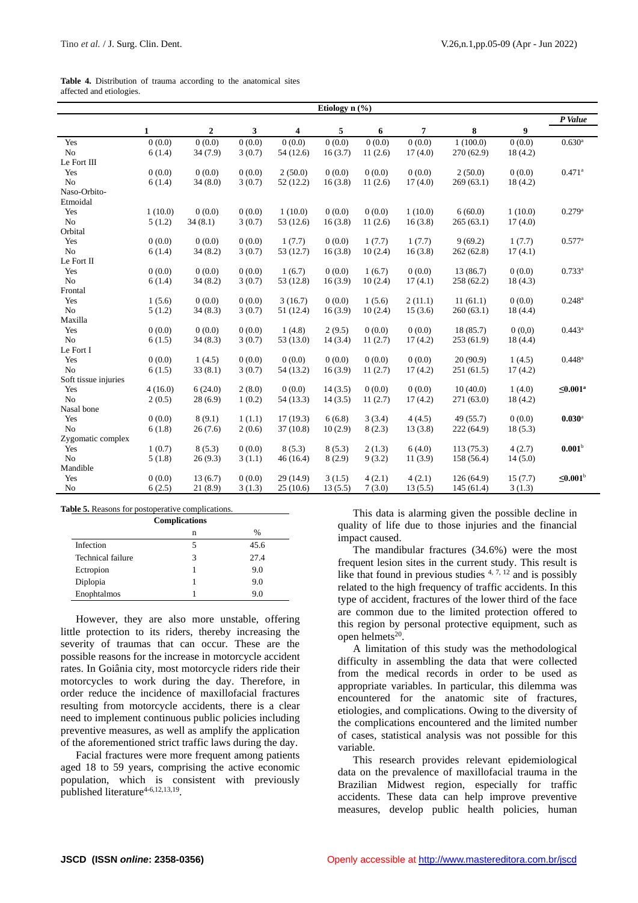**Table 4.** Distribution of trauma according to the anatomical sites affected and etiologies.

| | Etiology n (%) | | | | | | | | | P Value |
|---|---|---|---|---|---|---|---|---|---|---|
| | 1 | 2 | 3 | 4 | 5 | 6 | 7 | 8 | 9 | |
| Yes | 0 (0.0) | 0 (0.0) | 0 (0.0) | 0 (0.0) | 0 (0.0) | 0 (0.0) | 0 (0.0) | 1 (100.0) | 0 (0.0) | 0.630[a] |
| No | 6 (1.4) | 34 (7.9) | 3 (0.7) | 54 (12.6) | 16 (3.7) | 11 (2.6) | 17 (4.0) | 270 (62.9) | 18 (4.2) | |
| Le Fort III | | | | | | | | | | |
| Yes | 0 (0.0) | 0 (0.0) | 0 (0.0) | 2 (50.0) | 0 (0.0) | 0 (0.0) | 0 (0.0) | 2 (50.0) | 0 (0.0) | 0.471[a] |
| No | 6 (1.4) | 34 (8.0) | 3 (0.7) | 52 (12.2) | 16 (3.8) | 11 (2.6) | 17 (4.0) | 269 (63.1) | 18 (4.2) | |
| Naso-Orbito-Etmoidal | | | | | | | | | | |
| Yes | 1 (10.0) | 0 (0.0) | 0 (0.0) | 1 (10.0) | 0 (0.0) | 0 (0.0) | 1 (10.0) | 6 (60.0) | 1 (10.0) | 0.279[a] |
| No | 5 (1.2) | 34 (8.1) | 3 (0.7) | 53 (12.6) | 16 (3.8) | 11 (2.6) | 16 (3.8) | 265 (63.1) | 17 (4.0) | |
| Orbital | | | | | | | | | | |
| Yes | 0 (0.0) | 0 (0.0) | 0 (0.0) | 1 (7.7) | 0 (0.0) | 1 (7.7) | 1 (7.7) | 9 (69.2) | 1 (7.7) | 0.577[a] |
| No | 6 (1.4) | 34 (8.2) | 3 (0.7) | 53 (12.7) | 16 (3.8) | 10 (2.4) | 16 (3.8) | 262 (62.8) | 17 (4.1) | |
| Le Fort II | | | | | | | | | | |
| Yes | 0 (0.0) | 0 (0.0) | 0 (0.0) | 1 (6.7) | 0 (0.0) | 1 (6.7) | 0 (0.0) | 13 (86.7) | 0 (0.0) | 0.733[a] |
| No | 6 (1.4) | 34 (8.2) | 3 (0.7) | 53 (12.8) | 16 (3.9) | 10 (2.4) | 17 (4.1) | 258 (62.2) | 18 (4.3) | |
| Frontal | | | | | | | | | | |
| Yes | 1 (5.6) | 0 (0.0) | 0 (0.0) | 3 (16.7) | 0 (0.0) | 1 (5.6) | 2 (11.1) | 11 (61.1) | 0 (0.0) | 0.248[a] |
| No | 5 (1.2) | 34 (8.3) | 3 (0.7) | 51 (12.4) | 16 (3.9) | 10 (2.4) | 15 (3.6) | 260 (63.1) | 18 (4.4) | |
| Maxilla | | | | | | | | | | |
| Yes | 0 (0.0) | 0 (0.0) | 0 (0.0) | 1 (4.8) | 2 (9.5) | 0 (0.0) | 0 (0.0) | 18 (85.7) | 0 (0,0) | 0.443[a] |
| No | 6 (1.5) | 34 (8.3) | 3 (0.7) | 53 (13.0) | 14 (3.4) | 11 (2.7) | 17 (4.2) | 253 (61.9) | 18 (4.4) | |
| Le Fort I | | | | | | | | | | |
| Yes | 0 (0.0) | 1 (4.5) | 0 (0.0) | 0 (0.0) | 0 (0.0) | 0 (0.0) | 0 (0.0) | 20 (90.9) | 1 (4.5) | 0.448[a] |
| No | 6 (1.5) | 33 (8.1) | 3 (0.7) | 54 (13.2) | 16 (3.9) | 11 (2.7) | 17 (4.2) | 251 (61.5) | 17 (4.2) | |
| Soft tissue injuries | | | | | | | | | | |
| Yes | 4 (16.0) | 6 (24.0) | 2 (8.0) | 0 (0.0) | 14 (3.5) | 0 (0.0) | 0 (0.0) | 10 (40.0) | 1 (4.0) | **≤0.001**[a] |
| No | 2 (0.5) | 28 (6.9) | 1 (0.2) | 54 (13.3) | 14 (3.5) | 11 (2.7) | 17 (4.2) | 271 (63.0) | 18 (4.2) | |
| Nasal bone | | | | | | | | | | |
| Yes | 0 (0.0) | 8 (9.1) | 1 (1.1) | 17 (19.3) | 6 (6.8) | 3 (3.4) | 4 (4.5) | 49 (55.7) | 0 (0.0) | **0.030**[a] |
| No | 6 (1.8) | 26 (7.6) | 2 (0.6) | 37 (10.8) | 10 (2.9) | 8 (2.3) | 13 (3.8) | 222 (64.9) | 18 (5.3) | |
| Zygomatic complex | | | | | | | | | | |
| Yes | 1 (0.7) | 8 (5.3) | 0 (0.0) | 8 (5.3) | 8 (5.3) | 2 (1.3) | 6 (4.0) | 113 (75.3) | 4 (2.7) | **0.001**[b] |
| No | 5 (1.8) | 26 (9.3) | 3 (1.1) | 46 (16.4) | 8 (2.9) | 9 (3.2) | 11 (3.9) | 158 (56.4) | 14 (5.0) | |
| Mandible | | | | | | | | | | |
| Yes | 0 (0.0) | 13 (6.7) | 0 (0.0) | 29 (14.9) | 3 (1.5) | 4 (2.1) | 4 (2.1) | 126 (64.9) | 15 (7.7) | **≤0.001**[b] |
| No | 6 (2.5) | 21 (8.9) | 3 (1.3) | 25 (10.6) | 13 (5.5) | 7 (3.0) | 13 (5.5) | 145 (61.4) | 3 (1.3) | |

**Table 5.** Reasons for postoperative complications.

| Complications | n | % |
|---|---|---|
| Infection | 5 | 45.6 |
| Technical failure | 3 | 27.4 |
| Ectropion | 1 | 9.0 |
| Diplopia | 1 | 9.0 |
| Enophtalmos | 1 | 9.0 |

However, they are also more unstable, offering little protection to its riders, thereby increasing the severity of traumas that can occur. These are the possible reasons for the increase in motorcycle accident rates. In Goiânia city, most motorcycle riders ride their motorcycles to work during the day. Therefore, in order reduce the incidence of maxillofacial fractures resulting from motorcycle accidents, there is a clear need to implement continuous public policies including preventive measures, as well as amplify the application of the aforementioned strict traffic laws during the day.

Facial fractures were more frequent among patients aged 18 to 59 years, comprising the active economic population, which is consistent with previously published literature[4-6,12,13,19].

This data is alarming given the possible decline in quality of life due to those injuries and the financial impact caused.

The mandibular fractures (34.6%) were the most frequent lesion sites in the current study. This result is like that found in previous studies [4, 7, 12] and is possibly related to the high frequency of traffic accidents. In this type of accident, fractures of the lower third of the face are common due to the limited protection offered to this region by personal protective equipment, such as open helmets[20].

A limitation of this study was the methodological difficulty in assembling the data that were collected from the medical records in order to be used as appropriate variables. In particular, this dilemma was encountered for the anatomic site of fractures, etiologies, and complications. Owing to the diversity of the complications encountered and the limited number of cases, statistical analysis was not possible for this variable.

This research provides relevant epidemiological data on the prevalence of maxillofacial trauma in the Brazilian Midwest region, especially for traffic accidents. These data can help improve preventive measures, develop public health policies, human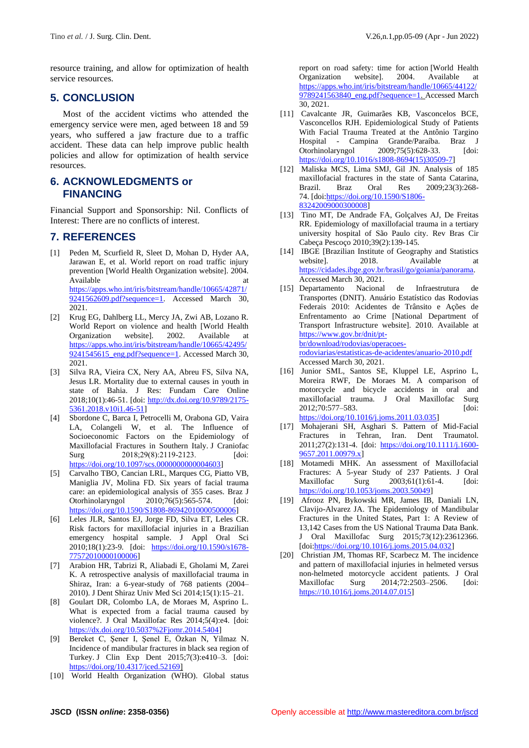resource training, and allow for optimization of health service resources.

## 5. CONCLUSION

Most of the accident victims who attended the emergency service were men, aged between 18 and 59 years, who suffered a jaw fracture due to a traffic accident. These data can help improve public health policies and allow for optimization of health service resources.

## 6. ACKNOWLEDGMENTS or FINANCING

Financial Support and Sponsorship: Nil. Conflicts of Interest: There are no conflicts of interest.

## 7. REFERENCES

[1] Peden M, Scurfield R, Sleet D, Mohan D, Hyder AA, Jarawan E, et al. World report on road traffic injury prevention [World Health Organization website]. 2004. Available at https://apps.who.int/iris/bitstream/handle/10665/42871/9241562609.pdf?sequence=1. Accessed March 30, 2021.

[2] Krug EG, Dahlberg LL, Mercy JA, Zwi AB, Lozano R. World Report on violence and health [World Health Organization website]. 2002. Available at https://apps.who.int/iris/bitstream/handle/10665/42495/9241545615_eng.pdf?sequence=1. Accessed March 30, 2021.

[3] Silva RA, Vieira CX, Nery AA, Abreu FS, Silva NA, Jesus LR. Mortality due to external causes in youth in state of Bahia. J Res: Fundam Care Online 2018;10(1):46-51. [doi: http://dx.doi.org/10.9789/2175-5361.2018.v10i1.46-51]

[4] Sbordone C, Barca I, Petrocelli M, Orabona GD, Vaira LA, Colangeli W, et al. The Influence of Socioeconomic Factors on the Epidemiology of Maxillofacial Fractures in Southern Italy. J Craniofac Surg 2018;29(8):2119-2123. [doi: https://doi.org/10.1097/scs.0000000000004603]

[5] Carvalho TBO, Cancian LRL, Marques CG, Piatto VB, Maniglia JV, Molina FD. Six years of facial trauma care: an epidemiological analysis of 355 cases. Braz J Otorhinolaryngol 2010;76(5):565-574. [doi: https://doi.org/10.1590/S1808-86942010000500006]

[6] Leles JLR, Santos EJ, Jorge FD, Silva ET, Leles CR. Risk factors for maxillofacial injuries in a Brazilian emergency hospital sample. J Appl Oral Sci 2010;18(1):23-9. [doi: https://doi.org/10.1590/s1678-77572010000100006]

[7] Arabion HR, Tabrizi R, Aliabadi E, Gholami M, Zarei K. A retrospective analysis of maxillofacial trauma in Shiraz, Iran: a 6-year-study of 768 patients (2004–2010). J Dent Shiraz Univ Med Sci 2014;15(1):15–21.

[8] Goulart DR, Colombo LA, de Moraes M, Asprino L. What is expected from a facial trauma caused by violence?. J Oral Maxillofac Res 2014;5(4):e4. [doi: https://dx.doi.org/10.5037%2Fjomr.2014.5404]

[9] Bereket C, Şener I, Şenel E, Özkan N, Yilmaz N. Incidence of mandibular fractures in black sea region of Turkey. J Clin Exp Dent 2015;7(3):e410–3. [doi: https://doi.org/10.4317/jced.52169]

[10] World Health Organization (WHO). Global status report on road safety: time for action [World Health Organization website]. 2004. Available at https://apps.who.int/iris/bitstream/handle/10665/44122/9789241563840_eng.pdf?sequence=1. Accessed March 30, 2021.

[11] Cavalcante JR, Guimarães KB, Vasconcelos BCE, Vasconcellos RJH. Epidemiological Study of Patients With Facial Trauma Treated at the Antônio Targino Hospital - Campina Grande/Paraíba. Braz J Otorhinolaryngol 2009;75(5):628-33. [doi: https://doi.org/10.1016/s1808-8694(15)30509-7]

[12] Maliska MCS, Lima SMJ, Gil JN. Analysis of 185 maxillofacial fractures in the state of Santa Catarina, Brazil. Braz Oral Res 2009;23(3):268-74. [doi:https://doi.org/10.1590/S1806-83242009000300008]

[13] Tino MT, De Andrade FA, Golçalves AJ, De Freitas RR. Epidemiology of maxillofacial trauma in a tertiary university hospital of São Paulo city. Rev Bras Cir Cabeça Pescoço 2010;39(2):139-145.

[14] IBGE [Brazilian Institute of Geography and Statistics website]. 2018. Available at https://cidades.ibge.gov.br/brasil/go/goiania/panorama. Accessed March 30, 2021.

[15] Departamento Nacional de Infraestrutura de Transportes (DNIT). Anuário Estatístico das Rodovias Federais 2010: Acidentes de Trânsito e Ações de Enfrentamento ao Crime [National Department of Transport Infrastructure website]. 2010. Available at https://www.gov.br/dnit/pt-br/download/rodovias/operacoes-rodoviarias/estatisticas-de-acidentes/anuario-2010.pdf Accessed March 30, 2021.

[16] Junior SML, Santos SE, Kluppel LE, Asprino L, Moreira RWF, De Moraes M. A comparison of motorcycle and bicycle accidents in oral and maxillofacial trauma. J Oral Maxillofac Surg 2012;70:577–583. [doi: https://doi.org/10.1016/j.joms.2011.03.035]

[17] Mohajerani SH, Asghari S. Pattern of Mid-Facial Fractures in Tehran, Iran. Dent Traumatol. 2011;27(2):131-4. [doi: https://doi.org/10.1111/j.1600-9657.2011.00979.x]

[18] Motamedi MHK. An assessment of Maxillofacial Fractures: A 5-year Study of 237 Patients. J Oral Maxillofac Surg 2003;61(1):61-4. [doi: https://doi.org/10.1053/joms.2003.50049]

[19] Afrooz PN, Bykowski MR, James IB, Daniali LN, Clavijo-Alvarez JA. The Epidemiology of Mandibular Fractures in the United States, Part 1: A Review of 13,142 Cases from the US National Trauma Data Bank. J Oral Maxillofac Surg 2015;73(12):23612366. [doi:https://doi.org/10.1016/j.joms.2015.04.032]

[20] Christian JM, Thomas RF, Scarbecz M. The incidence and pattern of maxillofacial injuries in helmeted versus non-helmeted motorcycle accident patients. J Oral Maxillofac Surg 2014;72:2503–2506. [doi: https://10.1016/j.joms.2014.07.015]